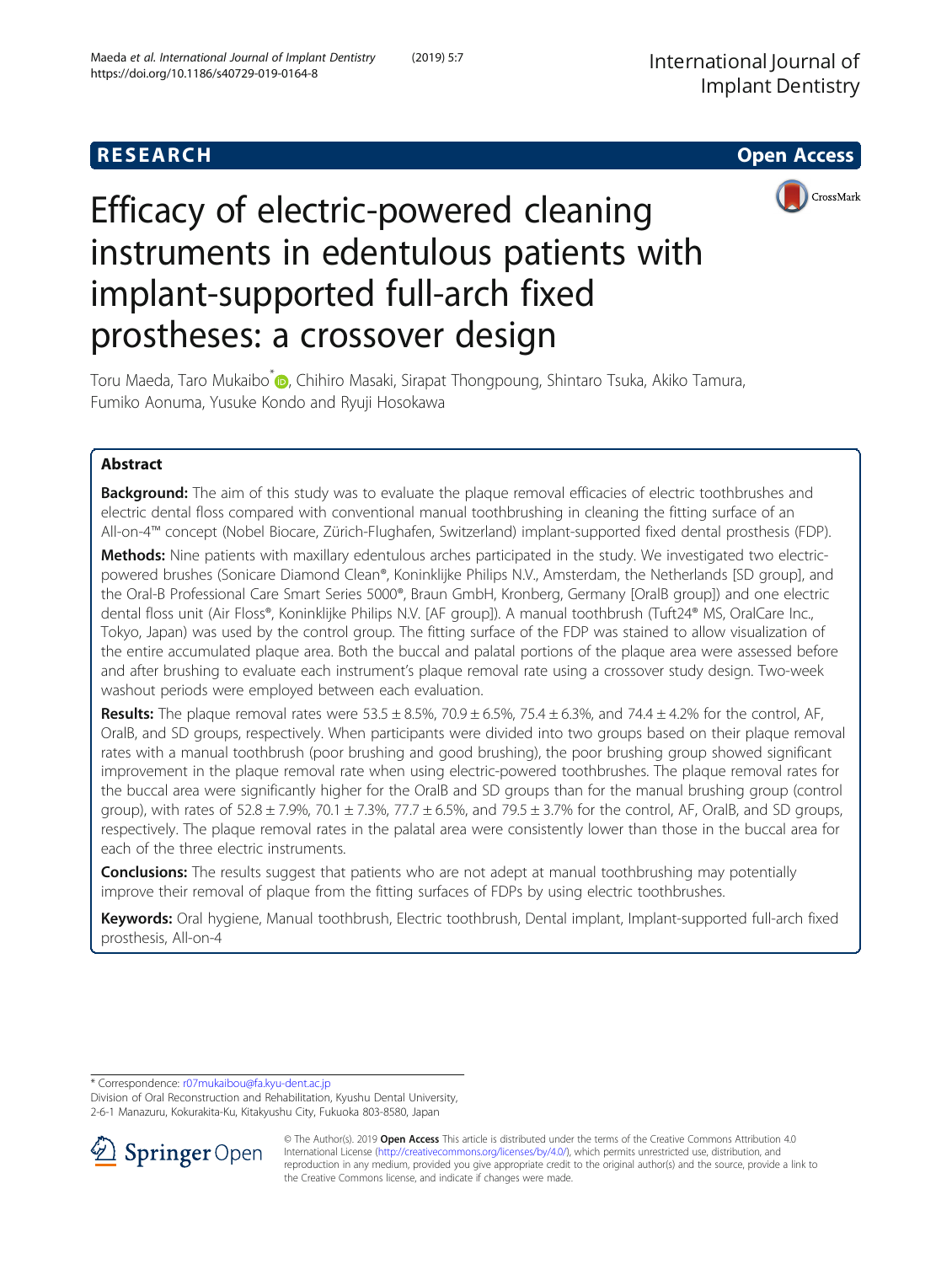RESEARCH Open Access

# Efficacy of electric-powered cleaning instruments in edentulous patients with implant-supported full-arch fixed prostheses: a crossover design

Toru Maeda, Taro Mukaibo*, Chihiro Masaki, Sirapat Thongpoung, Shintaro Tsuka, Akiko Tamura, Fumiko Aonuma, Yusuke Kondo and Ryuji Hosokawa

## Abstract

**Background:** The aim of this study was to evaluate the plaque removal efficacies of electric toothbrushes and electric dental floss compared with conventional manual toothbrushing in cleaning the fitting surface of an All-on-4™ concept (Nobel Biocare, Zürich-Flughafen, Switzerland) implant-supported fixed dental prosthesis (FDP).

**Methods:** Nine patients with maxillary edentulous arches participated in the study. We investigated two electric-powered brushes (Sonicare Diamond Clean®, Koninklijke Philips N.V., Amsterdam, the Netherlands [SD group], and the Oral-B Professional Care Smart Series 5000®, Braun GmbH, Kronberg, Germany [OralB group]) and one electric dental floss unit (Air Floss®, Koninklijke Philips N.V. [AF group]). A manual toothbrush (Tuft24® MS, OralCare Inc., Tokyo, Japan) was used by the control group. The fitting surface of the FDP was stained to allow visualization of the entire accumulated plaque area. Both the buccal and palatal portions of the plaque area were assessed before and after brushing to evaluate each instrument's plaque removal rate using a crossover study design. Two-week washout periods were employed between each evaluation.

**Results:** The plaque removal rates were 53.5 ± 8.5%, 70.9 ± 6.5%, 75.4 ± 6.3%, and 74.4 ± 4.2% for the control, AF, OralB, and SD groups, respectively. When participants were divided into two groups based on their plaque removal rates with a manual toothbrush (poor brushing and good brushing), the poor brushing group showed significant improvement in the plaque removal rate when using electric-powered toothbrushes. The plaque removal rates for the buccal area were significantly higher for the OralB and SD groups than for the manual brushing group (control group), with rates of 52.8 ± 7.9%, 70.1 ± 7.3%, 77.7 ± 6.5%, and 79.5 ± 3.7% for the control, AF, OralB, and SD groups, respectively. The plaque removal rates in the palatal area were consistently lower than those in the buccal area for each of the three electric instruments.

**Conclusions:** The results suggest that patients who are not adept at manual toothbrushing may potentially improve their removal of plaque from the fitting surfaces of FDPs by using electric toothbrushes.

**Keywords:** Oral hygiene, Manual toothbrush, Electric toothbrush, Dental implant, Implant-supported full-arch fixed prosthesis, All-on-4

\* Correspondence: r07mukaibou@fa.kyu-dent.ac.jp
Division of Oral Reconstruction and Rehabilitation, Kyushu Dental University, 2-6-1 Manazuru, Kokurakita-Ku, Kitakyushu City, Fukuoka 803-8580, Japan

© The Author(s). 2019 **Open Access** This article is distributed under the terms of the Creative Commons Attribution 4.0 International License (http://creativecommons.org/licenses/by/4.0/), which permits unrestricted use, distribution, and reproduction in any medium, provided you give appropriate credit to the original author(s) and the source, provide a link to the Creative Commons license, and indicate if changes were made.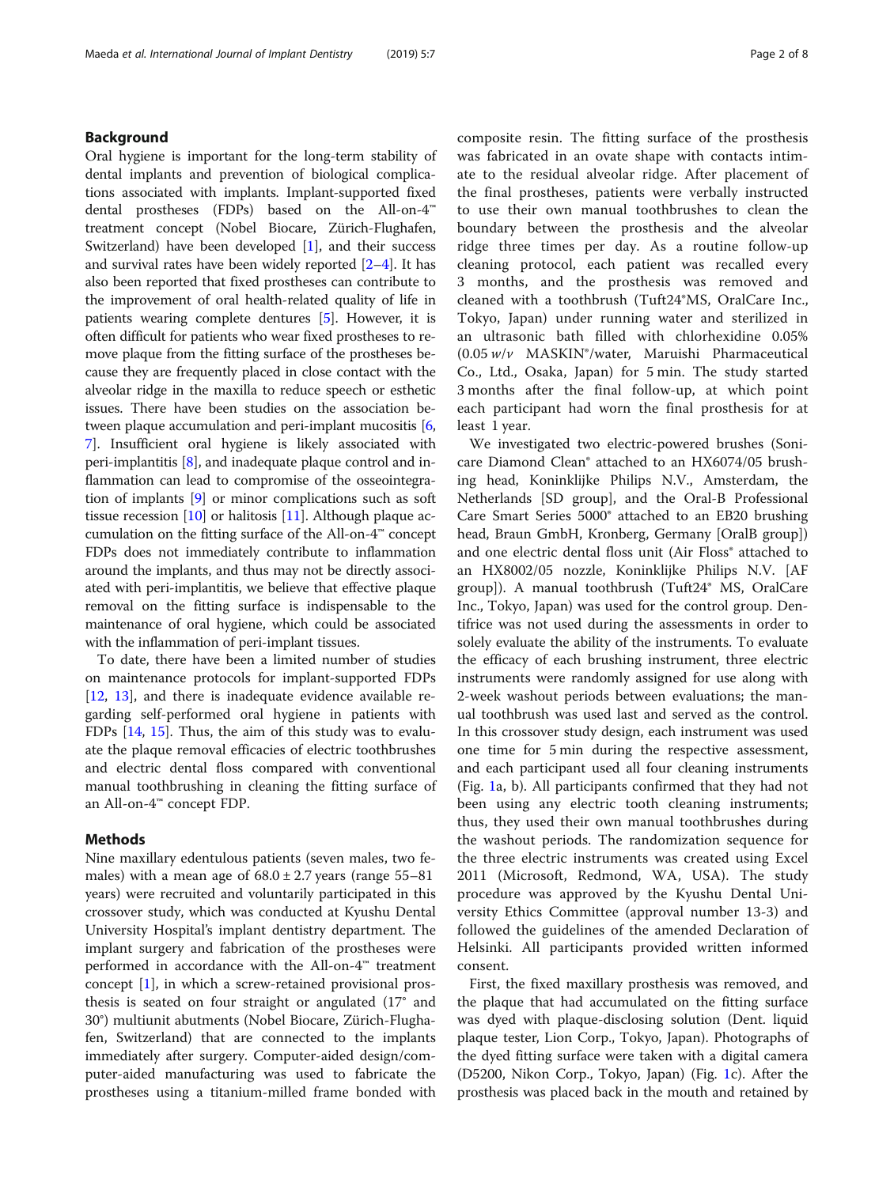## Background

Oral hygiene is important for the long-term stability of dental implants and prevention of biological complications associated with implants. Implant-supported fixed dental prostheses (FDPs) based on the All-on-4™ treatment concept (Nobel Biocare, Zürich-Flughafen, Switzerland) have been developed [1], and their success and survival rates have been widely reported [2–4]. It has also been reported that fixed prostheses can contribute to the improvement of oral health-related quality of life in patients wearing complete dentures [5]. However, it is often difficult for patients who wear fixed prostheses to remove plaque from the fitting surface of the prostheses because they are frequently placed in close contact with the alveolar ridge in the maxilla to reduce speech or esthetic issues. There have been studies on the association between plaque accumulation and peri-implant mucositis [6, 7]. Insufficient oral hygiene is likely associated with peri-implantitis [8], and inadequate plaque control and inflammation can lead to compromise of the osseointegration of implants [9] or minor complications such as soft tissue recession [10] or halitosis [11]. Although plaque accumulation on the fitting surface of the All-on-4™ concept FDPs does not immediately contribute to inflammation around the implants, and thus may not be directly associated with peri-implantitis, we believe that effective plaque removal on the fitting surface is indispensable to the maintenance of oral hygiene, which could be associated with the inflammation of peri-implant tissues.

To date, there have been a limited number of studies on maintenance protocols for implant-supported FDPs [12, 13], and there is inadequate evidence available regarding self-performed oral hygiene in patients with FDPs [14, 15]. Thus, the aim of this study was to evaluate the plaque removal efficacies of electric toothbrushes and electric dental floss compared with conventional manual toothbrushing in cleaning the fitting surface of an All-on-4™ concept FDP.

## Methods

Nine maxillary edentulous patients (seven males, two females) with a mean age of 68.0 ± 2.7 years (range 55–81 years) were recruited and voluntarily participated in this crossover study, which was conducted at Kyushu Dental University Hospital's implant dentistry department. The implant surgery and fabrication of the prostheses were performed in accordance with the All-on-4™ treatment concept [1], in which a screw-retained provisional prosthesis is seated on four straight or angulated (17° and 30°) multiunit abutments (Nobel Biocare, Zürich-Flughafen, Switzerland) that are connected to the implants immediately after surgery. Computer-aided design/computer-aided manufacturing was used to fabricate the prostheses using a titanium-milled frame bonded with composite resin. The fitting surface of the prosthesis was fabricated in an ovate shape with contacts intimate to the residual alveolar ridge. After placement of the final prostheses, patients were verbally instructed to use their own manual toothbrushes to clean the boundary between the prosthesis and the alveolar ridge three times per day. As a routine follow-up cleaning protocol, each patient was recalled every 3 months, and the prosthesis was removed and cleaned with a toothbrush (Tuft24®MS, OralCare Inc., Tokyo, Japan) under running water and sterilized in an ultrasonic bath filled with chlorhexidine 0.05% (0.05 *w*/*v* MASKIN®/water, Maruishi Pharmaceutical Co., Ltd., Osaka, Japan) for 5 min. The study started 3 months after the final follow-up, at which point each participant had worn the final prosthesis for at least 1 year.

We investigated two electric-powered brushes (Sonicare Diamond Clean® attached to an HX6074/05 brushing head, Koninklijke Philips N.V., Amsterdam, the Netherlands [SD group], and the Oral-B Professional Care Smart Series 5000® attached to an EB20 brushing head, Braun GmbH, Kronberg, Germany [OralB group]) and one electric dental floss unit (Air Floss® attached to an HX8002/05 nozzle, Koninklijke Philips N.V. [AF group]). A manual toothbrush (Tuft24® MS, OralCare Inc., Tokyo, Japan) was used for the control group. Dentifrice was not used during the assessments in order to solely evaluate the ability of the instruments. To evaluate the efficacy of each brushing instrument, three electric instruments were randomly assigned for use along with 2-week washout periods between evaluations; the manual toothbrush was used last and served as the control. In this crossover study design, each instrument was used one time for 5 min during the respective assessment, and each participant used all four cleaning instruments (Fig. 1a, b). All participants confirmed that they had not been using any electric tooth cleaning instruments; thus, they used their own manual toothbrushes during the washout periods. The randomization sequence for the three electric instruments was created using Excel 2011 (Microsoft, Redmond, WA, USA). The study procedure was approved by the Kyushu Dental University Ethics Committee (approval number 13-3) and followed the guidelines of the amended Declaration of Helsinki. All participants provided written informed consent.

First, the fixed maxillary prosthesis was removed, and the plaque that had accumulated on the fitting surface was dyed with plaque-disclosing solution (Dent. liquid plaque tester, Lion Corp., Tokyo, Japan). Photographs of the dyed fitting surface were taken with a digital camera (D5200, Nikon Corp., Tokyo, Japan) (Fig. 1c). After the prosthesis was placed back in the mouth and retained by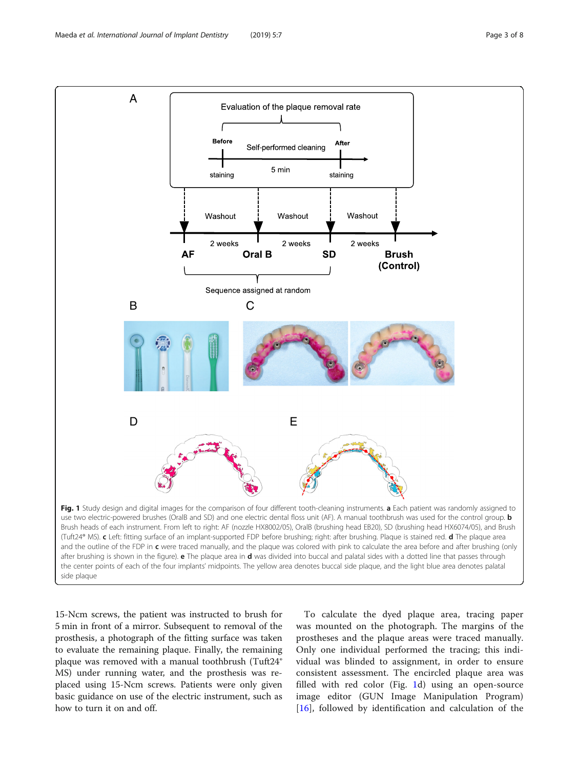**Fig. 1** Study design and digital images for the comparison of four different tooth-cleaning instruments. **a** Each patient was randomly assigned to use two electric-powered brushes (OralB and SD) and one electric dental floss unit (AF). A manual toothbrush was used for the control group. **b** Brush heads of each instrument. From left to right: AF (nozzle HX8002/05), OralB (brushing head EB20), SD (brushing head HX6074/05), and Brush (Tuft24® MS). **c** Left: fitting surface of an implant-supported FDP before brushing; right: after brushing. Plaque is stained red. **d** The plaque area and the outline of the FDP in **c** were traced manually, and the plaque was colored with pink to calculate the area before and after brushing (only after brushing is shown in the figure). **e** The plaque area in **d** was divided into buccal and palatal sides with a dotted line that passes through the center points of each of the four implants' midpoints. The yellow area denotes buccal side plaque, and the light blue area denotes palatal side plaque

15-Ncm screws, the patient was instructed to brush for 5 min in front of a mirror. Subsequent to removal of the prosthesis, a photograph of the fitting surface was taken to evaluate the remaining plaque. Finally, the remaining plaque was removed with a manual toothbrush (Tuft24® MS) under running water, and the prosthesis was replaced using 15-Ncm screws. Patients were only given basic guidance on use of the electric instrument, such as how to turn it on and off.

To calculate the dyed plaque area, tracing paper was mounted on the photograph. The margins of the prostheses and the plaque areas were traced manually. Only one individual performed the tracing; this individual was blinded to assignment, in order to ensure consistent assessment. The encircled plaque area was filled with red color (Fig. 1d) using an open-source image editor (GUN Image Manipulation Program) [16], followed by identification and calculation of the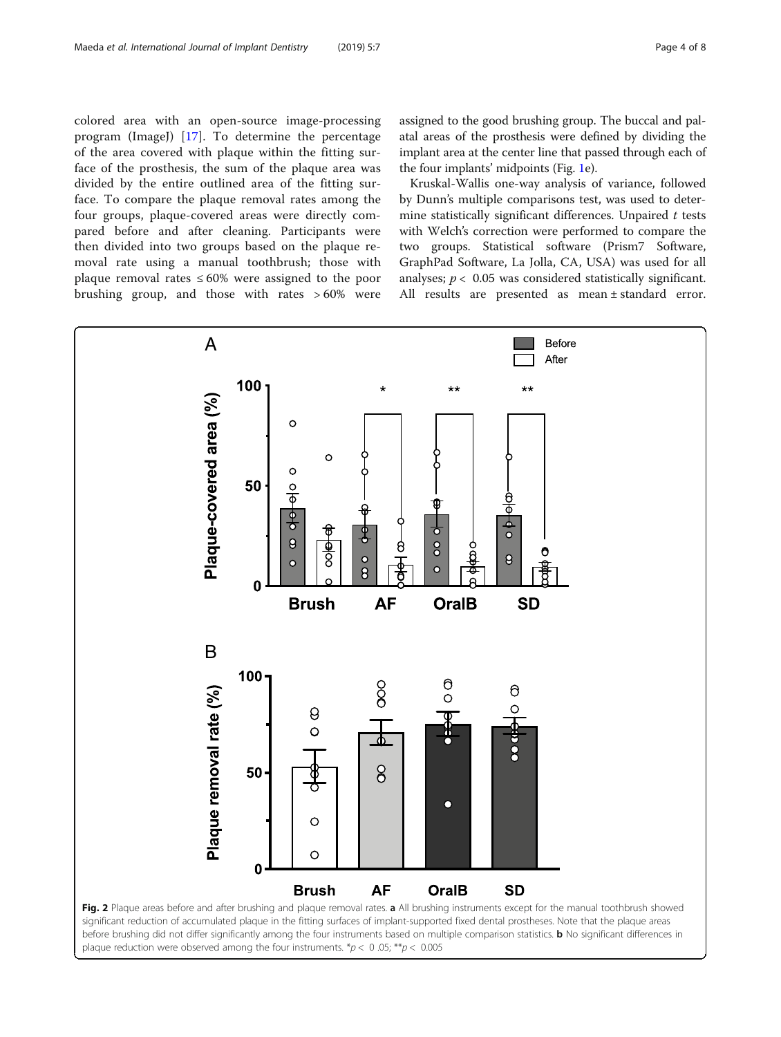colored area with an open-source image-processing program (ImageJ) [17]. To determine the percentage of the area covered with plaque within the fitting surface of the prosthesis, the sum of the plaque area was divided by the entire outlined area of the fitting surface. To compare the plaque removal rates among the four groups, plaque-covered areas were directly compared before and after cleaning. Participants were then divided into two groups based on the plaque removal rate using a manual toothbrush; those with plaque removal rates ≤ 60% were assigned to the poor brushing group, and those with rates > 60% were assigned to the good brushing group. The buccal and palatal areas of the prosthesis were defined by dividing the implant area at the center line that passed through each of the four implants' midpoints (Fig. 1e).

Kruskal-Wallis one-way analysis of variance, followed by Dunn's multiple comparisons test, was used to determine statistically significant differences. Unpaired *t* tests with Welch's correction were performed to compare the two groups. Statistical software (Prism7 Software, GraphPad Software, La Jolla, CA, USA) was used for all analyses; $p < 0.05$ was considered statistically significant. All results are presented as mean ± standard error.

**Fig. 2** Plaque areas before and after brushing and plaque removal rates. **a** All brushing instruments except for the manual toothbrush showed significant reduction of accumulated plaque in the fitting surfaces of implant-supported fixed dental prostheses. Note that the plaque areas before brushing did not differ significantly among the four instruments based on multiple comparison statistics. **b** No significant differences in plaque reduction were observed among the four instruments. $*p < 0.05$; $**p < 0.005$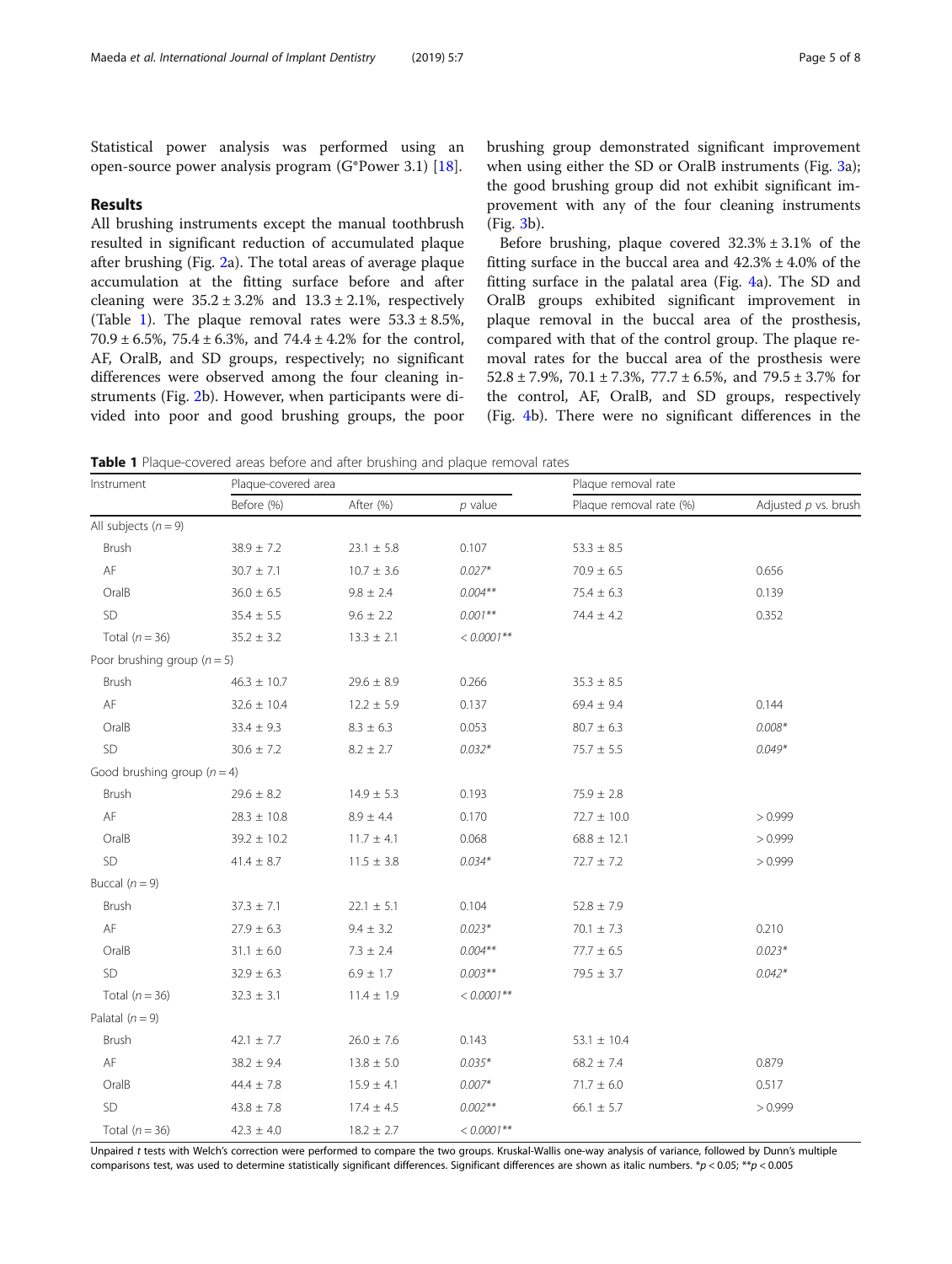Statistical power analysis was performed using an open-source power analysis program (G*Power 3.1) [18].

## Results

All brushing instruments except the manual toothbrush resulted in significant reduction of accumulated plaque after brushing (Fig. 2a). The total areas of average plaque accumulation at the fitting surface before and after cleaning were 35.2 ± 3.2% and 13.3 ± 2.1%, respectively (Table 1). The plaque removal rates were 53.3 ± 8.5%, 70.9 ± 6.5%, 75.4 ± 6.3%, and 74.4 ± 4.2% for the control, AF, OralB, and SD groups, respectively; no significant differences were observed among the four cleaning instruments (Fig. 2b). However, when participants were divided into poor and good brushing groups, the poor brushing group demonstrated significant improvement when using either the SD or OralB instruments (Fig. 3a); the good brushing group did not exhibit significant improvement with any of the four cleaning instruments (Fig. 3b).

Before brushing, plaque covered 32.3% ± 3.1% of the fitting surface in the buccal area and 42.3% ± 4.0% of the fitting surface in the palatal area (Fig. 4a). The SD and OralB groups exhibited significant improvement in plaque removal in the buccal area of the prosthesis, compared with that of the control group. The plaque removal rates for the buccal area of the prosthesis were 52.8 ± 7.9%, 70.1 ± 7.3%, 77.7 ± 6.5%, and 79.5 ± 3.7% for the control, AF, OralB, and SD groups, respectively (Fig. 4b). There were no significant differences in the

**Table 1** Plaque-covered areas before and after brushing and plaque removal rates

| Instrument | Plaque-covered area | | | Plaque removal rate | |
|---|---|---|---|---|---|
| | Before (%) | After (%) | *p* value | Plaque removal rate (%) | Adjusted *p* vs. brush |
| All subjects ($n = 9$) | | | | | |
| Brush | 38.9 ± 7.2 | 23.1 ± 5.8 | 0.107 | 53.3 ± 8.5 | |
| AF | 30.7 ± 7.1 | 10.7 ± 3.6 | *0.027** | 70.9 ± 6.5 | 0.656 |
| OralB | 36.0 ± 6.5 | 9.8 ± 2.4 | *0.004*** | 75.4 ± 6.3 | 0.139 |
| SD | 35.4 ± 5.5 | 9.6 ± 2.2 | *0.001*** | 74.4 ± 4.2 | 0.352 |
| Total ($n = 36$) | 35.2 ± 3.2 | 13.3 ± 2.1 | *< 0.0001*** | | |
| Poor brushing group ($n = 5$) | | | | | |
| Brush | 46.3 ± 10.7 | 29.6 ± 8.9 | 0.266 | 35.3 ± 8.5 | |
| AF | 32.6 ± 10.4 | 12.2 ± 5.9 | 0.137 | 69.4 ± 9.4 | 0.144 |
| OralB | 33.4 ± 9.3 | 8.3 ± 6.3 | 0.053 | 80.7 ± 6.3 | *0.008** |
| SD | 30.6 ± 7.2 | 8.2 ± 2.7 | *0.032** | 75.7 ± 5.5 | *0.049** |
| Good brushing group ($n = 4$) | | | | | |
| Brush | 29.6 ± 8.2 | 14.9 ± 5.3 | 0.193 | 75.9 ± 2.8 | |
| AF | 28.3 ± 10.8 | 8.9 ± 4.4 | 0.170 | 72.7 ± 10.0 | > 0.999 |
| OralB | 39.2 ± 10.2 | 11.7 ± 4.1 | 0.068 | 68.8 ± 12.1 | > 0.999 |
| SD | 41.4 ± 8.7 | 11.5 ± 3.8 | *0.034** | 72.7 ± 7.2 | > 0.999 |
| Buccal ($n = 9$) | | | | | |
| Brush | 37.3 ± 7.1 | 22.1 ± 5.1 | 0.104 | 52.8 ± 7.9 | |
| AF | 27.9 ± 6.3 | 9.4 ± 3.2 | *0.023** | 70.1 ± 7.3 | 0.210 |
| OralB | 31.1 ± 6.0 | 7.3 ± 2.4 | *0.004*** | 77.7 ± 6.5 | *0.023** |
| SD | 32.9 ± 6.3 | 6.9 ± 1.7 | *0.003*** | 79.5 ± 3.7 | *0.042** |
| Total ($n = 36$) | 32.3 ± 3.1 | 11.4 ± 1.9 | *< 0.0001*** | | |
| Palatal ($n = 9$) | | | | | |
| Brush | 42.1 ± 7.7 | 26.0 ± 7.6 | 0.143 | 53.1 ± 10.4 | |
| AF | 38.2 ± 9.4 | 13.8 ± 5.0 | *0.035** | 68.2 ± 7.4 | 0.879 |
| OralB | 44.4 ± 7.8 | 15.9 ± 4.1 | *0.007** | 71.7 ± 6.0 | 0.517 |
| SD | 43.8 ± 7.8 | 17.4 ± 4.5 | *0.002*** | 66.1 ± 5.7 | > 0.999 |
| Total ($n = 36$) | 42.3 ± 4.0 | 18.2 ± 2.7 | *< 0.0001*** | | |

Unpaired *t* tests with Welch's correction were performed to compare the two groups. Kruskal-Wallis one-way analysis of variance, followed by Dunn's multiple comparisons test, was used to determine statistically significant differences. Significant differences are shown as italic numbers. *$p < 0.05$; **$p < 0.005$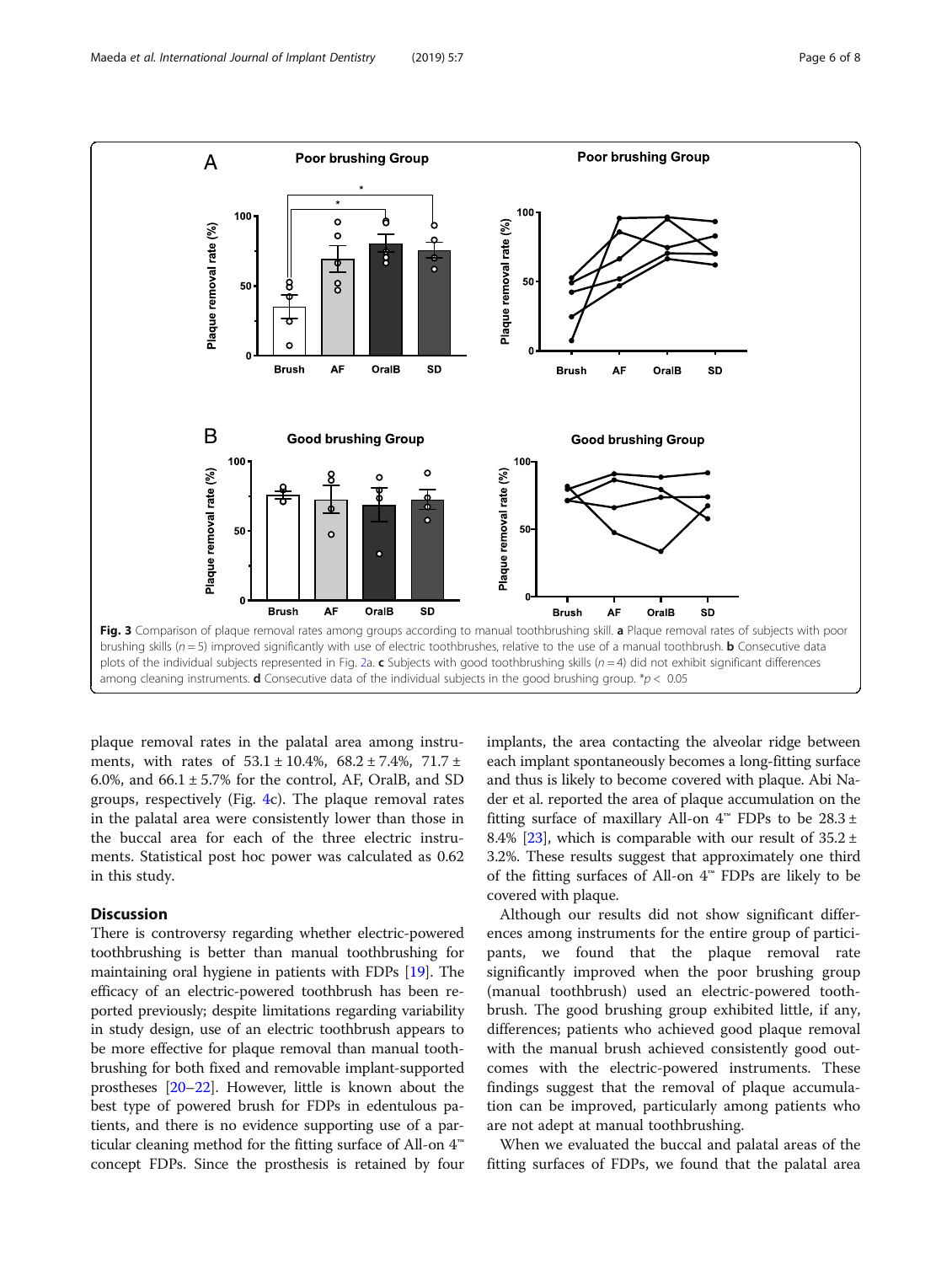**Fig. 3** Comparison of plaque removal rates among groups according to manual toothbrushing skill. **a** Plaque removal rates of subjects with poor brushing skills ($n = 5$) improved significantly with use of electric toothbrushes, relative to the use of a manual toothbrush. **b** Consecutive data plots of the individual subjects represented in Fig. 2a. **c** Subjects with good toothbrushing skills ($n = 4$) did not exhibit significant differences among cleaning instruments. **d** Consecutive data of the individual subjects in the good brushing group. *$p < 0.05$

plaque removal rates in the palatal area among instruments, with rates of $53.1 \pm 10.4\%$, $68.2 \pm 7.4\%$, $71.7 \pm 6.0\%$, and $66.1 \pm 5.7\%$ for the control, AF, OralB, and SD groups, respectively (Fig. 4c). The plaque removal rates in the palatal area were consistently lower than those in the buccal area for each of the three electric instruments. Statistical post hoc power was calculated as 0.62 in this study.

## Discussion

There is controversy regarding whether electric-powered toothbrushing is better than manual toothbrushing for maintaining oral hygiene in patients with FDPs [19]. The efficacy of an electric-powered toothbrush has been reported previously; despite limitations regarding variability in study design, use of an electric toothbrush appears to be more effective for plaque removal than manual toothbrushing for both fixed and removable implant-supported prostheses [20–22]. However, little is known about the best type of powered brush for FDPs in edentulous patients, and there is no evidence supporting use of a particular cleaning method for the fitting surface of All-on 4™ concept FDPs. Since the prosthesis is retained by four implants, the area contacting the alveolar ridge between each implant spontaneously becomes a long-fitting surface and thus is likely to become covered with plaque. Abi Nader et al. reported the area of plaque accumulation on the fitting surface of maxillary All-on 4™ FDPs to be $28.3 \pm 8.4\%$ [23], which is comparable with our result of $35.2 \pm 3.2\%$. These results suggest that approximately one third of the fitting surfaces of All-on 4™ FDPs are likely to be covered with plaque.

Although our results did not show significant differences among instruments for the entire group of participants, we found that the plaque removal rate significantly improved when the poor brushing group (manual toothbrush) used an electric-powered toothbrush. The good brushing group exhibited little, if any, differences; patients who achieved good plaque removal with the manual brush achieved consistently good outcomes with the electric-powered instruments. These findings suggest that the removal of plaque accumulation can be improved, particularly among patients who are not adept at manual toothbrushing.

When we evaluated the buccal and palatal areas of the fitting surfaces of FDPs, we found that the palatal area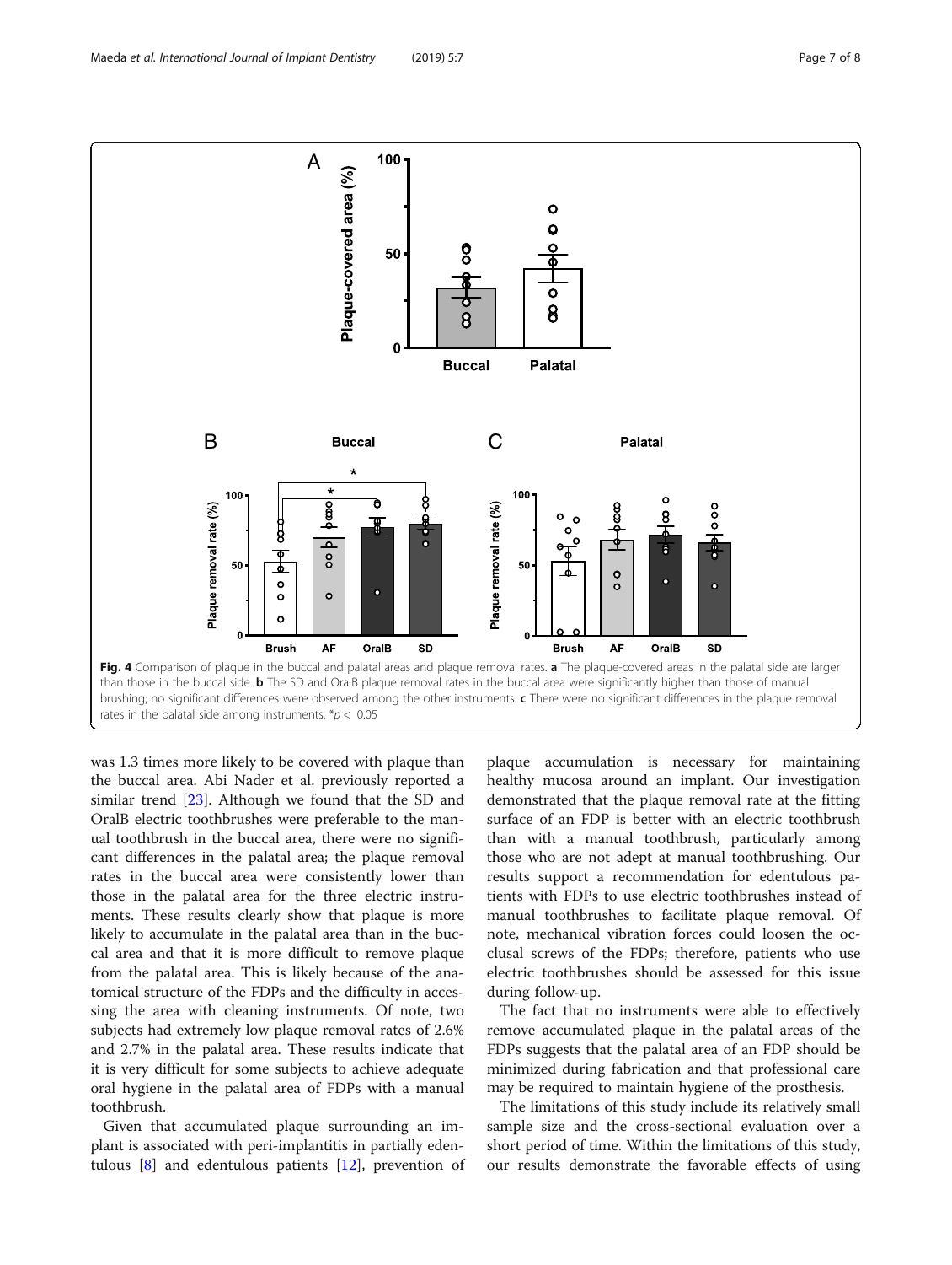A

Plaque-covered area (%)

100

50

0

Buccal

Palatal

B

Buccal

*

*

Plaque removal rate (%)

100

50

0

Brush

AF

OralB

SD

C

Palatal

Plaque removal rate (%)

100

50

0

Brush

AF

OralB

SD

**Fig. 4** Comparison of plaque in the buccal and palatal areas and plaque removal rates. **a** The plaque-covered areas in the palatal side are larger than those in the buccal side. **b** The SD and OralB plaque removal rates in the buccal area were significantly higher than those of manual brushing; no significant differences were observed among the other instruments. **c** There were no significant differences in the plaque removal rates in the palatal side among instruments. $^{*}p < 0.05$

was 1.3 times more likely to be covered with plaque than the buccal area. Abi Nader et al. previously reported a similar trend [23]. Although we found that the SD and OralB electric toothbrushes were preferable to the manual toothbrush in the buccal area, there were no significant differences in the palatal area; the plaque removal rates in the buccal area were consistently lower than those in the palatal area for the three electric instruments. These results clearly show that plaque is more likely to accumulate in the palatal area than in the buccal area and that it is more difficult to remove plaque from the palatal area. This is likely because of the anatomical structure of the FDPs and the difficulty in accessing the area with cleaning instruments. Of note, two subjects had extremely low plaque removal rates of 2.6% and 2.7% in the palatal area. These results indicate that it is very difficult for some subjects to achieve adequate oral hygiene in the palatal area of FDPs with a manual toothbrush.

Given that accumulated plaque surrounding an implant is associated with peri-implantitis in partially edentulous [8] and edentulous patients [12], prevention of plaque accumulation is necessary for maintaining healthy mucosa around an implant. Our investigation demonstrated that the plaque removal rate at the fitting surface of an FDP is better with an electric toothbrush than with a manual toothbrush, particularly among those who are not adept at manual toothbrushing. Our results support a recommendation for edentulous patients with FDPs to use electric toothbrushes instead of manual toothbrushes to facilitate plaque removal. Of note, mechanical vibration forces could loosen the occlusal screws of the FDPs; therefore, patients who use electric toothbrushes should be assessed for this issue during follow-up.

The fact that no instruments were able to effectively remove accumulated plaque in the palatal areas of the FDPs suggests that the palatal area of an FDP should be minimized during fabrication and that professional care may be required to maintain hygiene of the prosthesis.

The limitations of this study include its relatively small sample size and the cross-sectional evaluation over a short period of time. Within the limitations of this study, our results demonstrate the favorable effects of using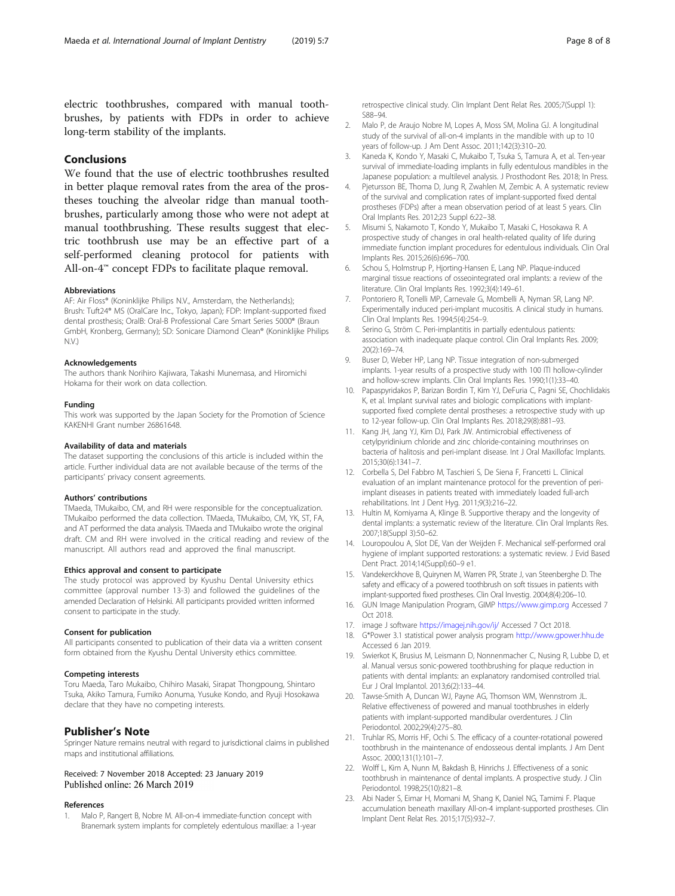electric toothbrushes, compared with manual toothbrushes, by patients with FDPs in order to achieve long-term stability of the implants.

## Conclusions

We found that the use of electric toothbrushes resulted in better plaque removal rates from the area of the prostheses touching the alveolar ridge than manual toothbrushes, particularly among those who were not adept at manual toothbrushing. These results suggest that electric toothbrush use may be an effective part of a self-performed cleaning protocol for patients with All-on-4™ concept FDPs to facilitate plaque removal.

#### Abbreviations

AF: Air Floss® (Koninklijke Philips N.V., Amsterdam, the Netherlands); Brush: Tuft24® MS (OralCare Inc., Tokyo, Japan); FDP: Implant-supported fixed dental prosthesis; OralB: Oral-B Professional Care Smart Series 5000® (Braun GmbH, Kronberg, Germany); SD: Sonicare Diamond Clean® (Koninklijke Philips N.V.)

#### Acknowledgements

The authors thank Norihiro Kajiwara, Takashi Munemasa, and Hiromichi Hokama for their work on data collection.

#### Funding

This work was supported by the Japan Society for the Promotion of Science KAKENHI Grant number 26861648.

#### Availability of data and materials

The dataset supporting the conclusions of this article is included within the article. Further individual data are not available because of the terms of the participants' privacy consent agreements.

#### Authors' contributions

TMaeda, TMukaibo, CM, and RH were responsible for the conceptualization. TMukaibo performed the data collection. TMaeda, TMukaibo, CM, YK, ST, FA, and AT performed the data analysis. TMaeda and TMukaibo wrote the original draft. CM and RH were involved in the critical reading and review of the manuscript. All authors read and approved the final manuscript.

#### Ethics approval and consent to participate

The study protocol was approved by Kyushu Dental University ethics committee (approval number 13-3) and followed the guidelines of the amended Declaration of Helsinki. All participants provided written informed consent to participate in the study.

#### Consent for publication

All participants consented to publication of their data via a written consent form obtained from the Kyushu Dental University ethics committee.

#### Competing interests

Toru Maeda, Taro Mukaibo, Chihiro Masaki, Sirapat Thongpoung, Shintaro Tsuka, Akiko Tamura, Fumiko Aonuma, Yusuke Kondo, and Ryuji Hosokawa declare that they have no competing interests.

## Publisher's Note

Springer Nature remains neutral with regard to jurisdictional claims in published maps and institutional affiliations.

Received: 7 November 2018 Accepted: 23 January 2019
Published online: 26 March 2019

#### References

1. Malo P, Rangert B, Nobre M. All-on-4 immediate-function concept with Branemark system implants for completely edentulous maxillae: a 1-year retrospective clinical study. Clin Implant Dent Relat Res. 2005;7(Suppl 1): S88–94.
2. Malo P, de Araujo Nobre M, Lopes A, Moss SM, Molina GJ. A longitudinal study of the survival of all-on-4 implants in the mandible with up to 10 years of follow-up. J Am Dent Assoc. 2011;142(3):310–20.
3. Kaneda K, Kondo Y, Masaki C, Mukaibo T, Tsuka S, Tamura A, et al. Ten-year survival of immediate-loading implants in fully edentulous mandibles in the Japanese population: a multilevel analysis. J Prosthodont Res. 2018; In Press.
4. Pjetursson BE, Thoma D, Jung R, Zwahlen M, Zembic A. A systematic review of the survival and complication rates of implant-supported fixed dental prostheses (FDPs) after a mean observation period of at least 5 years. Clin Oral Implants Res. 2012;23 Suppl 6:22–38.
5. Misumi S, Nakamoto T, Kondo Y, Mukaibo T, Masaki C, Hosokawa R. A prospective study of changes in oral health-related quality of life during immediate function implant procedures for edentulous individuals. Clin Oral Implants Res. 2015;26(6):696–700.
6. Schou S, Holmstrup P, Hjorting-Hansen E, Lang NP. Plaque-induced marginal tissue reactions of osseointegrated oral implants: a review of the literature. Clin Oral Implants Res. 1992;3(4):149–61.
7. Pontoriero R, Tonelli MP, Carnevale G, Mombelli A, Nyman SR, Lang NP. Experimentally induced peri-implant mucositis. A clinical study in humans. Clin Oral Implants Res. 1994;5(4):254–9.
8. Serino G, Ström C. Peri-implantitis in partially edentulous patients: association with inadequate plaque control. Clin Oral Implants Res. 2009; 20(2):169–74.
9. Buser D, Weber HP, Lang NP. Tissue integration of non-submerged implants. 1-year results of a prospective study with 100 ITI hollow-cylinder and hollow-screw implants. Clin Oral Implants Res. 1990;1(1):33–40.
10. Papaspyridakos P, Barizan Bordin T, Kim YJ, DeFuria C, Pagni SE, Chochlidakis K, et al. Implant survival rates and biologic complications with implant-supported fixed complete dental prostheses: a retrospective study with up to 12-year follow-up. Clin Oral Implants Res. 2018;29(8):881–93.
11. Kang JH, Jang YJ, Kim DJ, Park JW. Antimicrobial effectiveness of cetylpyridinium chloride and zinc chloride-containing mouthrinses on bacteria of halitosis and peri-implant disease. Int J Oral Maxillofac Implants. 2015;30(6):1341–7.
12. Corbella S, Del Fabbro M, Taschieri S, De Siena F, Francetti L. Clinical evaluation of an implant maintenance protocol for the prevention of peri-implant diseases in patients treated with immediately loaded full-arch rehabilitations. Int J Dent Hyg. 2011;9(3):216–22.
13. Hultin M, Komiyama A, Klinge B. Supportive therapy and the longevity of dental implants: a systematic review of the literature. Clin Oral Implants Res. 2007;18(Suppl 3):50–62.
14. Louropoulou A, Slot DE, Van der Weijden F. Mechanical self-performed oral hygiene of implant supported restorations: a systematic review. J Evid Based Dent Pract. 2014;14(Suppl):60–9 e1.
15. Vandekerckhove B, Quirynen M, Warren PR, Strate J, van Steenberghe D. The safety and efficacy of a powered toothbrush on soft tissues in patients with implant-supported fixed prostheses. Clin Oral Investig. 2004;8(4):206–10.
16. GUN Image Manipulation Program, GIMP https://www.gimp.org Accessed 7 Oct 2018.
17. image J software https://imagej.nih.gov/ij/ Accessed 7 Oct 2018.
18. G*Power 3.1 statistical power analysis program http://www.gpower.hhu.de Accessed 6 Jan 2019.
19. Swierkot K, Brusius M, Leismann D, Nonnenmacher C, Nusing R, Lubbe D, et al. Manual versus sonic-powered toothbrushing for plaque reduction in patients with dental implants: an explanatory randomised controlled trial. Eur J Oral Implantol. 2013;6(2):133–44.
20. Tawse-Smith A, Duncan WJ, Payne AG, Thomson WM, Wennstrom JL. Relative effectiveness of powered and manual toothbrushes in elderly patients with implant-supported mandibular overdentures. J Clin Periodontol. 2002;29(4):275–80.
21. Truhlar RS, Morris HF, Ochi S. The efficacy of a counter-rotational powered toothbrush in the maintenance of endosseous dental implants. J Am Dent Assoc. 2000;131(1):101–7.
22. Wolff L, Kim A, Nunn M, Bakdash B, Hinrichs J. Effectiveness of a sonic toothbrush in maintenance of dental implants. A prospective study. J Clin Periodontol. 1998;25(10):821–8.
23. Abi Nader S, Eimar H, Momani M, Shang K, Daniel NG, Tamimi F. Plaque accumulation beneath maxillary All-on-4 implant-supported prostheses. Clin Implant Dent Relat Res. 2015;17(5):932–7.